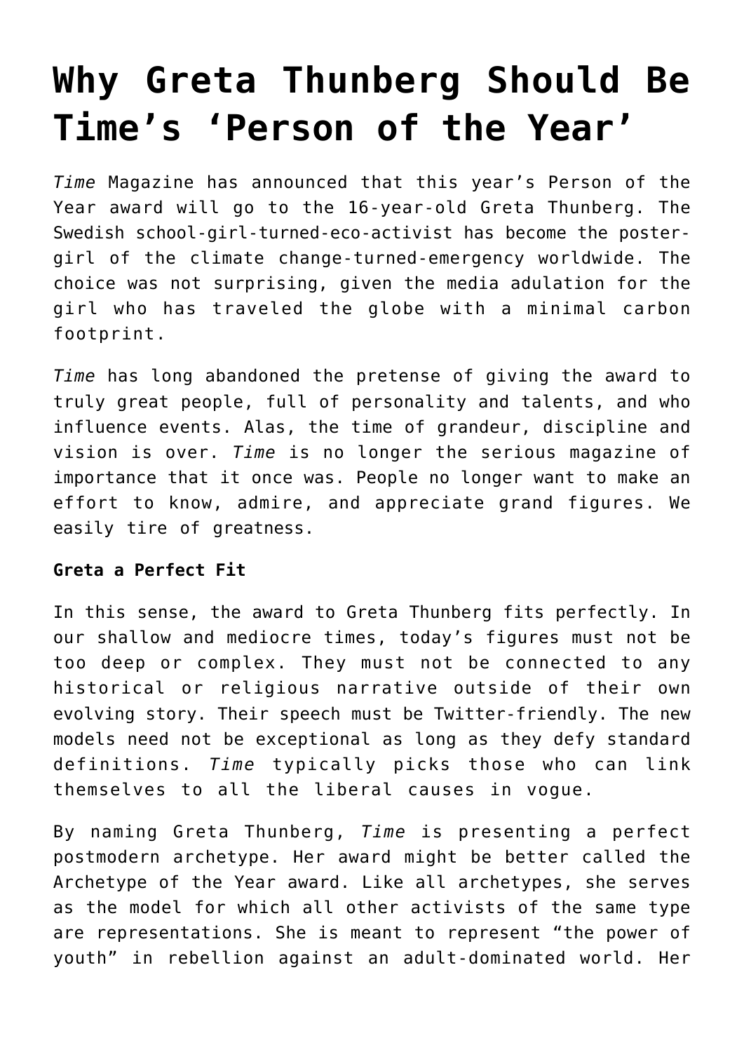# Why Greta Thunberg Should Be Time's 'Person of the Year'

*Time* Magazine has announced that this year's Person of the Year award will go to the 16-year-old Greta Thunberg. The Swedish school-girl-turned-eco-activist has become the poster-girl of the climate change-turned-emergency worldwide. The choice was not surprising, given the media adulation for the girl who has traveled the globe with a minimal carbon footprint.

*Time* has long abandoned the pretense of giving the award to truly great people, full of personality and talents, and who influence events. Alas, the time of grandeur, discipline and vision is over. *Time* is no longer the serious magazine of importance that it once was. People no longer want to make an effort to know, admire, and appreciate grand figures. We easily tire of greatness.

**Greta a Perfect Fit**

In this sense, the award to Greta Thunberg fits perfectly. In our shallow and mediocre times, today's figures must not be too deep or complex. They must not be connected to any historical or religious narrative outside of their own evolving story. Their speech must be Twitter-friendly. The new models need not be exceptional as long as they defy standard definitions. *Time* typically picks those who can link themselves to all the liberal causes in vogue.

By naming Greta Thunberg, *Time* is presenting a perfect postmodern archetype. Her award might be better called the Archetype of the Year award. Like all archetypes, she serves as the model for which all other activists of the same type are representations. She is meant to represent "the power of youth" in rebellion against an adult-dominated world. Her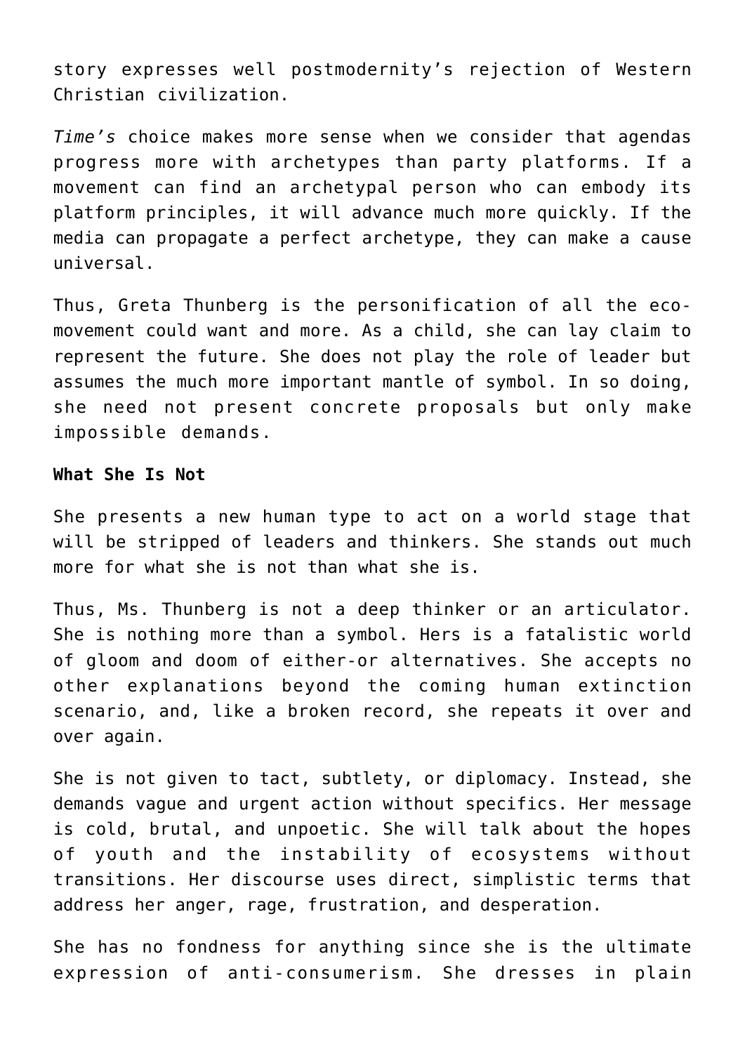story expresses well postmodernity's rejection of Western Christian civilization.

*Time's* choice makes more sense when we consider that agendas progress more with archetypes than party platforms. If a movement can find an archetypal person who can embody its platform principles, it will advance much more quickly. If the media can propagate a perfect archetype, they can make a cause universal.

Thus, Greta Thunberg is the personification of all the eco-movement could want and more. As a child, she can lay claim to represent the future. She does not play the role of leader but assumes the much more important mantle of symbol. In so doing, she need not present concrete proposals but only make impossible demands.

**What She Is Not**

She presents a new human type to act on a world stage that will be stripped of leaders and thinkers. She stands out much more for what she is not than what she is.

Thus, Ms. Thunberg is not a deep thinker or an articulator. She is nothing more than a symbol. Hers is a fatalistic world of gloom and doom of either-or alternatives. She accepts no other explanations beyond the coming human extinction scenario, and, like a broken record, she repeats it over and over again.

She is not given to tact, subtlety, or diplomacy. Instead, she demands vague and urgent action without specifics. Her message is cold, brutal, and unpoetic. She will talk about the hopes of youth and the instability of ecosystems without transitions. Her discourse uses direct, simplistic terms that address her anger, rage, frustration, and desperation.

She has no fondness for anything since she is the ultimate expression of anti-consumerism. She dresses in plain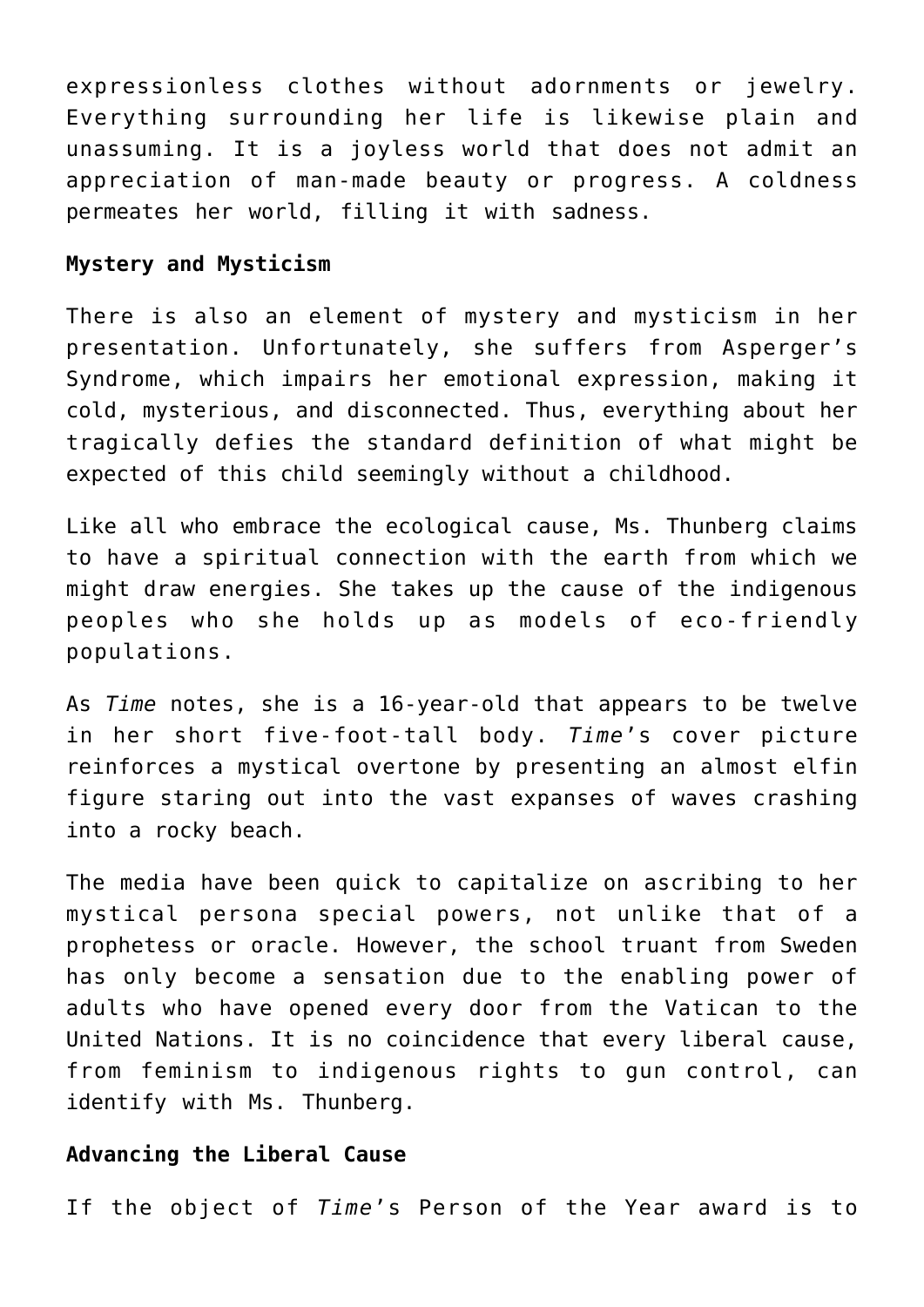expressionless clothes without adornments or jewelry. Everything surrounding her life is likewise plain and unassuming. It is a joyless world that does not admit an appreciation of man-made beauty or progress. A coldness permeates her world, filling it with sadness.

**Mystery and Mysticism**

There is also an element of mystery and mysticism in her presentation. Unfortunately, she suffers from Asperger's Syndrome, which impairs her emotional expression, making it cold, mysterious, and disconnected. Thus, everything about her tragically defies the standard definition of what might be expected of this child seemingly without a childhood.

Like all who embrace the ecological cause, Ms. Thunberg claims to have a spiritual connection with the earth from which we might draw energies. She takes up the cause of the indigenous peoples who she holds up as models of eco-friendly populations.

As *Time* notes, she is a 16-year-old that appears to be twelve in her short five-foot-tall body. *Time*'s cover picture reinforces a mystical overtone by presenting an almost elfin figure staring out into the vast expanses of waves crashing into a rocky beach.

The media have been quick to capitalize on ascribing to her mystical persona special powers, not unlike that of a prophetess or oracle. However, the school truant from Sweden has only become a sensation due to the enabling power of adults who have opened every door from the Vatican to the United Nations. It is no coincidence that every liberal cause, from feminism to indigenous rights to gun control, can identify with Ms. Thunberg.

**Advancing the Liberal Cause**

If the object of *Time*'s Person of the Year award is to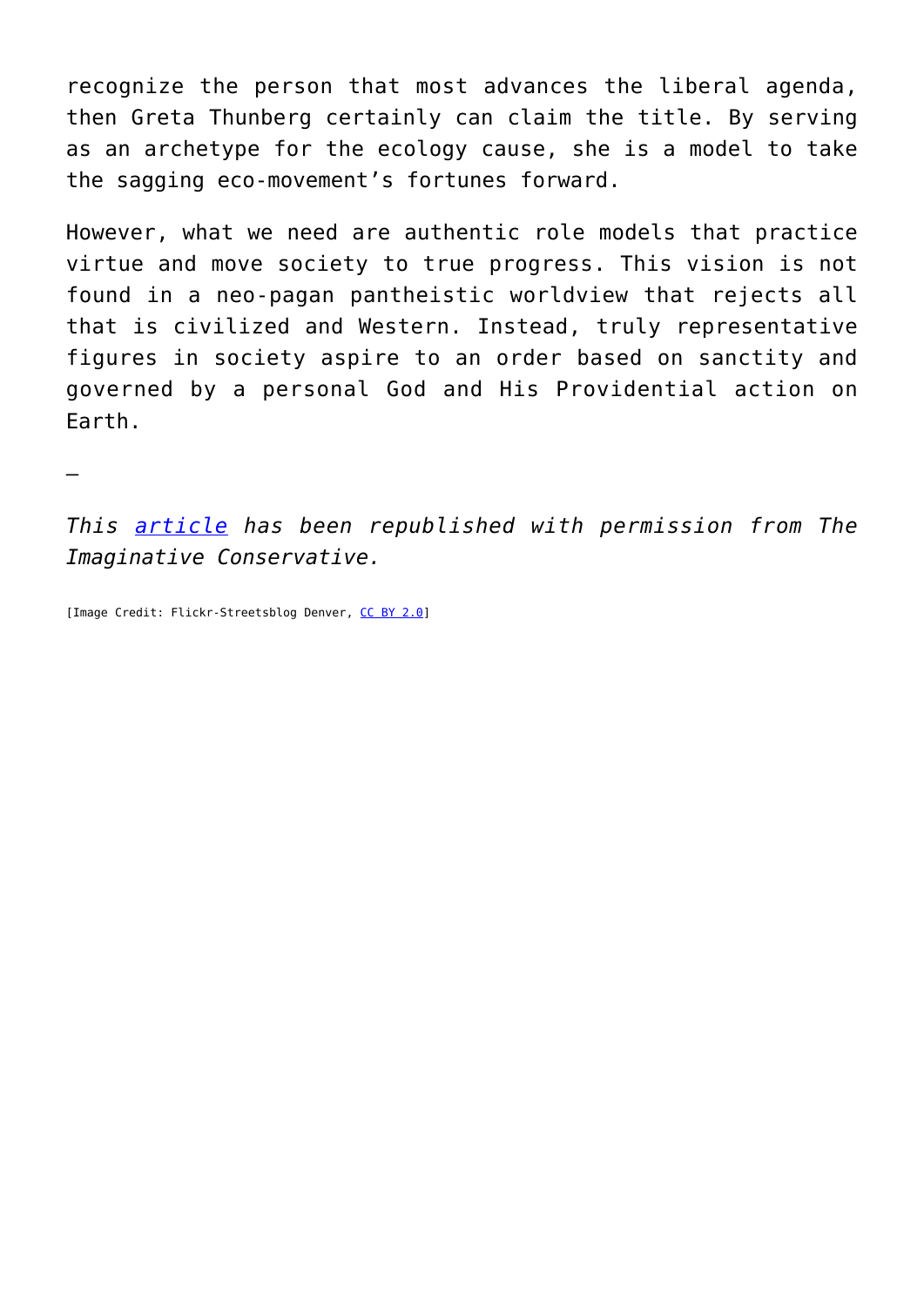recognize the person that most advances the liberal agenda, then Greta Thunberg certainly can claim the title. By serving as an archetype for the ecology cause, she is a model to take the sagging eco-movement's fortunes forward.

However, what we need are authentic role models that practice virtue and move society to true progress. This vision is not found in a neo-pagan pantheistic worldview that rejects all that is civilized and Western. Instead, truly representative figures in society aspire to an order based on sanctity and governed by a personal God and His Providential action on Earth.

—

*This article has been republished with permission from The Imaginative Conservative.*

[Image Credit: Flickr-Streetsblog Denver, CC BY 2.0]